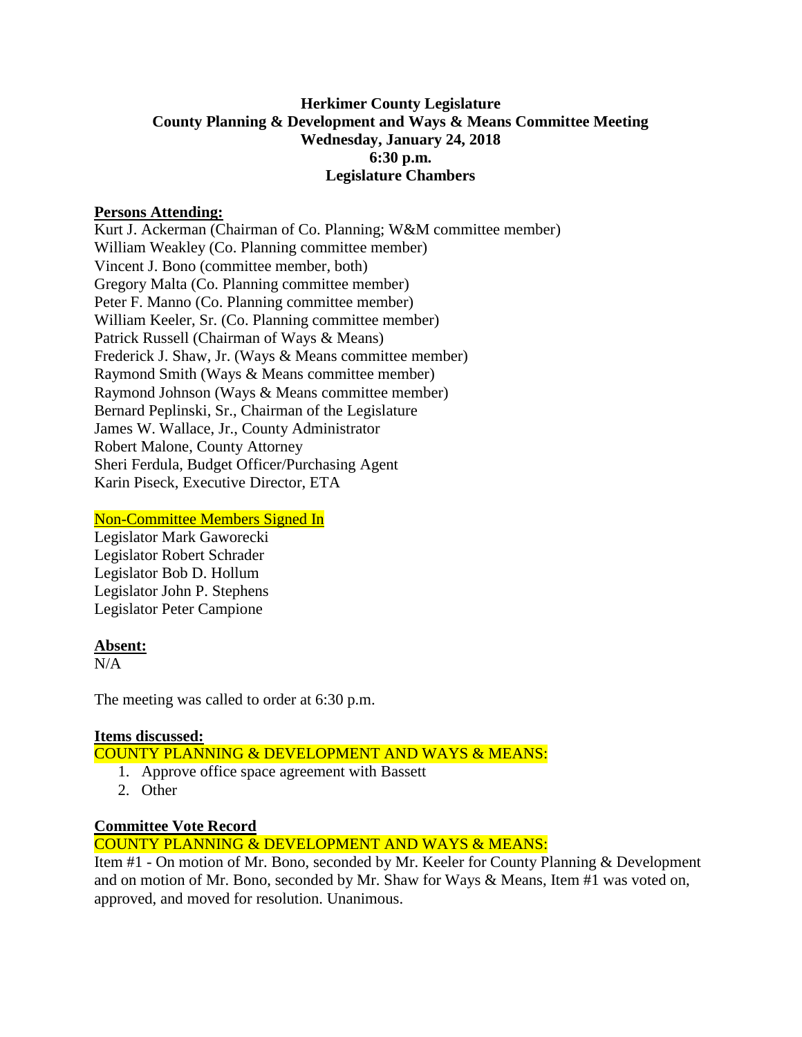**Herkimer County Legislature**
**County Planning & Development and Ways & Means Committee Meeting**
**Wednesday, January 24, 2018**
**6:30 p.m.**
**Legislature Chambers**

**Persons Attending:**

Kurt J. Ackerman (Chairman of Co. Planning; W&M committee member)
William Weakley (Co. Planning committee member)
Vincent J. Bono (committee member, both)
Gregory Malta (Co. Planning committee member)
Peter F. Manno (Co. Planning committee member)
William Keeler, Sr. (Co. Planning committee member)
Patrick Russell (Chairman of Ways & Means)
Frederick J. Shaw, Jr. (Ways & Means committee member)
Raymond Smith (Ways & Means committee member)
Raymond Johnson (Ways & Means committee member)
Bernard Peplinski, Sr., Chairman of the Legislature
James W. Wallace, Jr., County Administrator
Robert Malone, County Attorney
Sheri Ferdula, Budget Officer/Purchasing Agent
Karin Piseck, Executive Director, ETA

Non-Committee Members Signed In

Legislator Mark Gaworecki
Legislator Robert Schrader
Legislator Bob D. Hollum
Legislator John P. Stephens
Legislator Peter Campione

**Absent:**

N/A

The meeting was called to order at 6:30 p.m.

**Items discussed:**

COUNTY PLANNING & DEVELOPMENT AND WAYS & MEANS:

1. Approve office space agreement with Bassett
2. Other

**Committee Vote Record**

COUNTY PLANNING & DEVELOPMENT AND WAYS & MEANS:

Item #1 - On motion of Mr. Bono, seconded by Mr. Keeler for County Planning & Development and on motion of Mr. Bono, seconded by Mr. Shaw for Ways & Means, Item #1 was voted on, approved, and moved for resolution. Unanimous.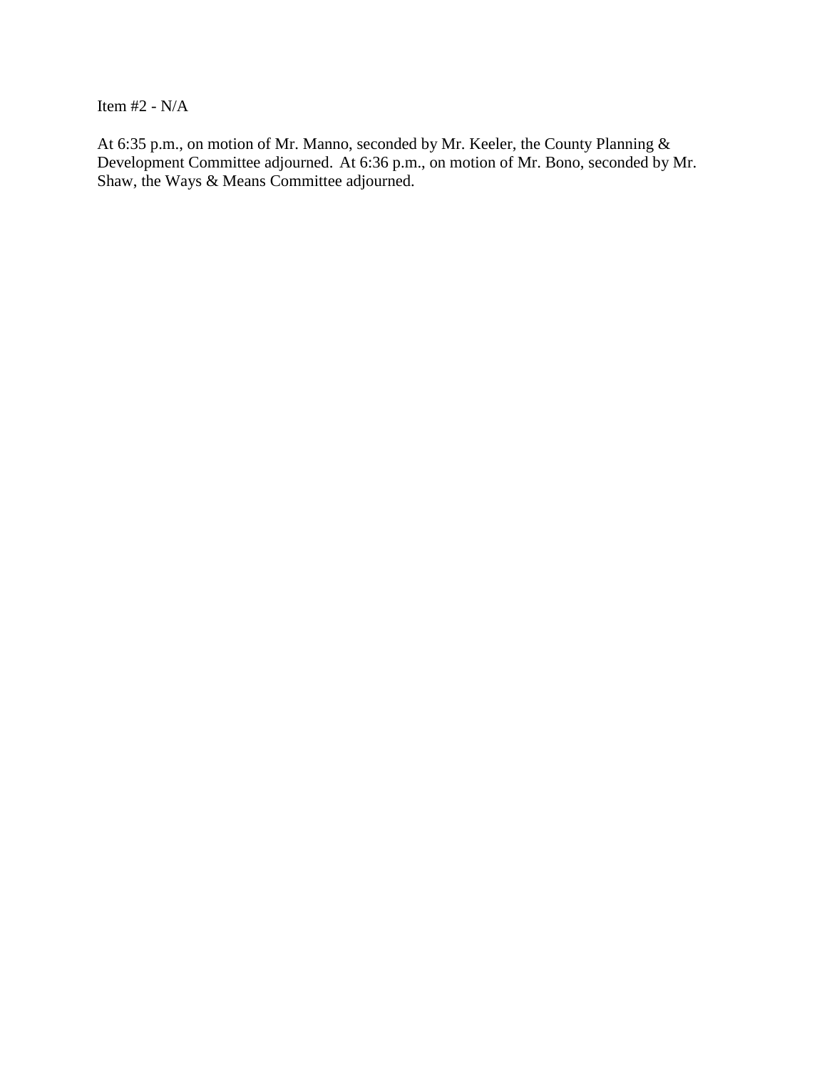Item #2 - N/A

At 6:35 p.m., on motion of Mr. Manno, seconded by Mr. Keeler, the County Planning & Development Committee adjourned. At 6:36 p.m., on motion of Mr. Bono, seconded by Mr. Shaw, the Ways & Means Committee adjourned.